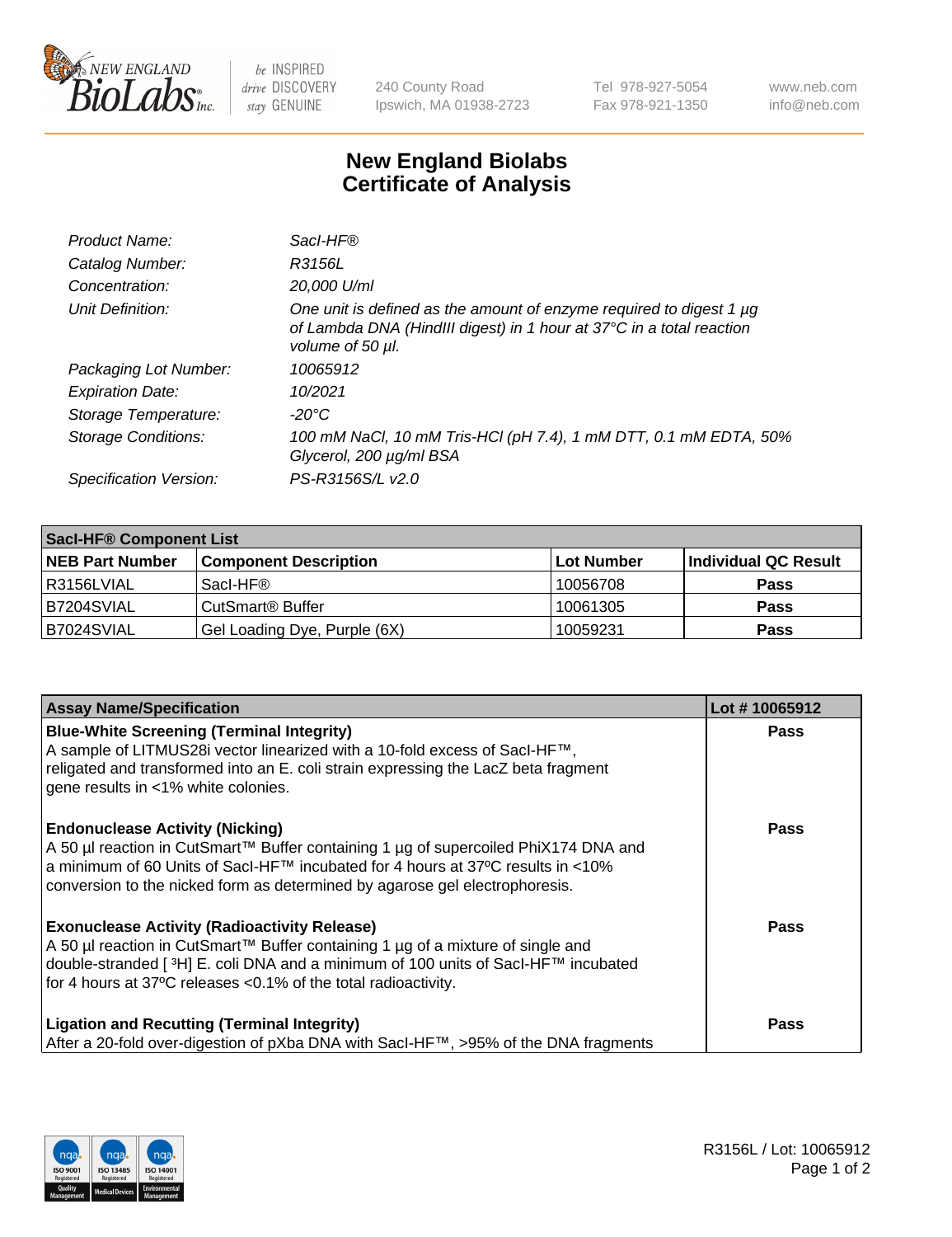# New England Biolabs
# Certificate of Analysis

| | |
|---|---|
| *Product Name:* | *SacI-HF®* |
| *Catalog Number:* | *R3156L* |
| *Concentration:* | *20,000 U/ml* |
| *Unit Definition:* | *One unit is defined as the amount of enzyme required to digest 1 µg of Lambda DNA (HindIII digest) in 1 hour at 37°C in a total reaction volume of 50 µl.* |
| *Packaging Lot Number:* | *10065912* |
| *Expiration Date:* | *10/2021* |
| *Storage Temperature:* | *-20°C* |
| *Storage Conditions:* | *100 mM NaCl, 10 mM Tris-HCl (pH 7.4), 1 mM DTT, 0.1 mM EDTA, 50% Glycerol, 200 µg/ml BSA* |
| *Specification Version:* | *PS-R3156S/L v2.0* |

| SacI-HF® Component List | | | |
|---|---|---|---|
| **NEB Part Number** | **Component Description** | **Lot Number** | **Individual QC Result** |
| R3156LVIAL | SacI-HF® | 10056708 | **Pass** |
| B7204SVIAL | CutSmart® Buffer | 10061305 | **Pass** |
| B7024SVIAL | Gel Loading Dye, Purple (6X) | 10059231 | **Pass** |

| Assay Name/Specification | Lot # 10065912 |
|---|---|
| **Blue-White Screening (Terminal Integrity)**<br>A sample of LITMUS28i vector linearized with a 10-fold excess of SacI-HF™, religated and transformed into an E. coli strain expressing the LacZ beta fragment gene results in <1% white colonies. | **Pass** |
| **Endonuclease Activity (Nicking)**<br>A 50 µl reaction in CutSmart™ Buffer containing 1 µg of supercoiled PhiX174 DNA and a minimum of 60 Units of SacI-HF™ incubated for 4 hours at 37ºC results in <10% conversion to the nicked form as determined by agarose gel electrophoresis. | **Pass** |
| **Exonuclease Activity (Radioactivity Release)**<br>A 50 µl reaction in CutSmart™ Buffer containing 1 µg of a mixture of single and double-stranded [ $^3$H] E. coli DNA and a minimum of 100 units of SacI-HF™ incubated for 4 hours at 37ºC releases <0.1% of the total radioactivity. | **Pass** |
| **Ligation and Recutting (Terminal Integrity)**<br>After a 20-fold over-digestion of pXba DNA with SacI-HF™, >95% of the DNA fragments | **Pass** |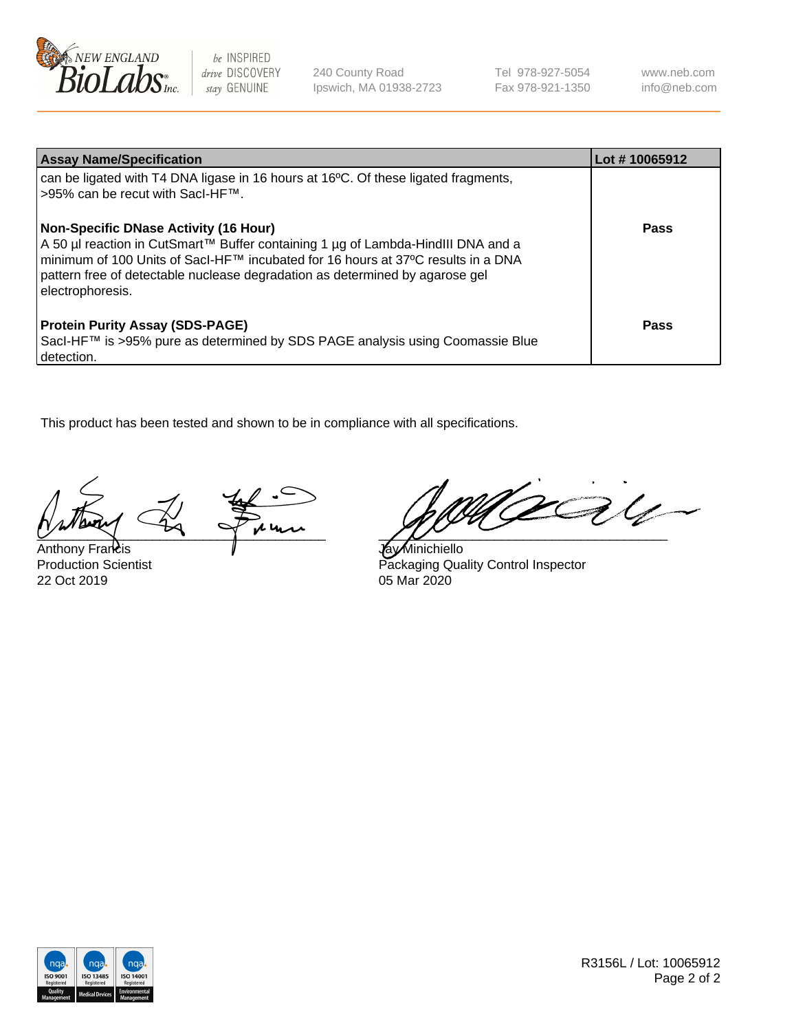| Assay Name/Specification | Lot # 10065912 |
|---|---|
| can be ligated with T4 DNA ligase in 16 hours at 16ºC. Of these ligated fragments, >95% can be recut with SacI-HF™. | |
| **Non-Specific DNase Activity (16 Hour)**<br>A 50 µl reaction in CutSmart™ Buffer containing 1 µg of Lambda-HindIII DNA and a minimum of 100 Units of SacI-HF™ incubated for 16 hours at 37ºC results in a DNA pattern free of detectable nuclease degradation as determined by agarose gel electrophoresis. | **Pass** |
| **Protein Purity Assay (SDS-PAGE)**<br>SacI-HF™ is >95% pure as determined by SDS PAGE analysis using Coomassie Blue detection. | **Pass** |

This product has been tested and shown to be in compliance with all specifications.

Anthony Francis
Production Scientist
22 Oct 2019

Jay Minichiello
Packaging Quality Control Inspector
05 Mar 2020

R3156L / Lot: 10065912